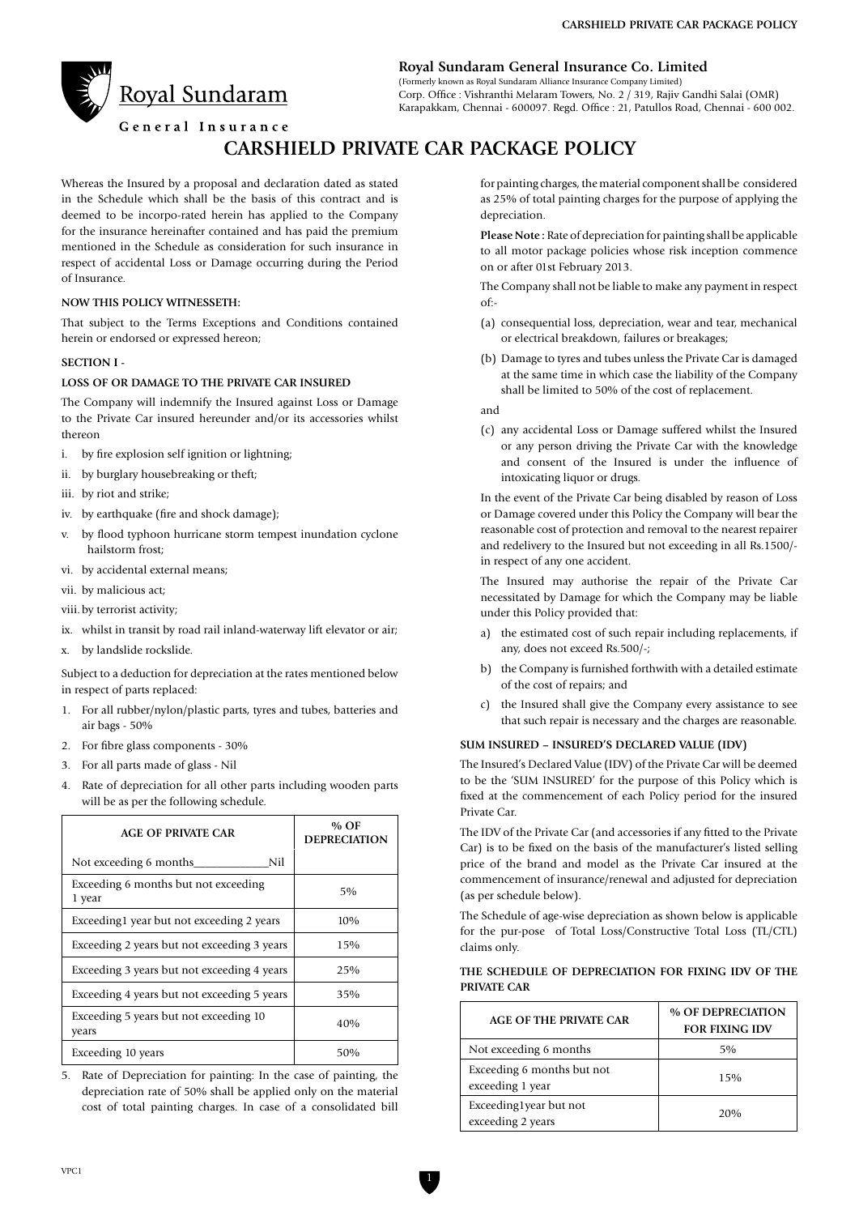**Royal Sundaram General Insurance Co. Limited**
(Formerly known as Royal Sundaram Alliance Insurance Company Limited)
Corp. Office : Vishranthi Melaram Towers, No. 2 / 319, Rajiv Gandhi Salai (OMR) Karapakkam, Chennai - 600097. Regd. Office : 21, Patullos Road, Chennai - 600 002.

# CARSHIELD PRIVATE CAR PACKAGE POLICY

Whereas the Insured by a proposal and declaration dated as stated in the Schedule which shall be the basis of this contract and is deemed to be incorpo-rated herein has applied to the Company for the insurance hereinafter contained and has paid the premium mentioned in the Schedule as consideration for such insurance in respect of accidental Loss or Damage occurring during the Period of Insurance.

**NOW THIS POLICY WITNESSETH:**

That subject to the Terms Exceptions and Conditions contained herein or endorsed or expressed hereon;

**SECTION I -**

**LOSS OF OR DAMAGE TO THE PRIVATE CAR INSURED**

The Company will indemnify the Insured against Loss or Damage to the Private Car insured hereunder and/or its accessories whilst thereon

i. by fire explosion self ignition or lightning;
ii. by burglary housebreaking or theft;
iii. by riot and strike;
iv. by earthquake (fire and shock damage);
v. by flood typhoon hurricane storm tempest inundation cyclone hailstorm frost;
vi. by accidental external means;
vii. by malicious act;
viii. by terrorist activity;
ix. whilst in transit by road rail inland-waterway lift elevator or air;
x. by landslide rockslide.

Subject to a deduction for depreciation at the rates mentioned below in respect of parts replaced:

1. For all rubber/nylon/plastic parts, tyres and tubes, batteries and air bags - 50%
2. For fibre glass components - 30%
3. For all parts made of glass - Nil
4. Rate of depreciation for all other parts including wooden parts will be as per the following schedule.

| AGE OF PRIVATE CAR | % OF DEPRECIATION |
|---|---|
| Not exceeding 6 months_____________Nil | |
| Exceeding 6 months but not exceeding 1 year | 5% |
| Exceeding1 year but not exceeding 2 years | 10% |
| Exceeding 2 years but not exceeding 3 years | 15% |
| Exceeding 3 years but not exceeding 4 years | 25% |
| Exceeding 4 years but not exceeding 5 years | 35% |
| Exceeding 5 years but not exceeding 10 years | 40% |
| Exceeding 10 years | 50% |

5. Rate of Depreciation for painting: In the case of painting, the depreciation rate of 50% shall be applied only on the material cost of total painting charges. In case of a consolidated bill for painting charges, the material component shall be considered as 25% of total painting charges for the purpose of applying the depreciation.

**Please Note :** Rate of depreciation for painting shall be applicable to all motor package policies whose risk inception commence on or after 01st February 2013.

The Company shall not be liable to make any payment in respect of:-

(a) consequential loss, depreciation, wear and tear, mechanical or electrical breakdown, failures or breakages;

(b) Damage to tyres and tubes unless the Private Car is damaged at the same time in which case the liability of the Company shall be limited to 50% of the cost of replacement.

and

(c) any accidental Loss or Damage suffered whilst the Insured or any person driving the Private Car with the knowledge and consent of the Insured is under the influence of intoxicating liquor or drugs.

In the event of the Private Car being disabled by reason of Loss or Damage covered under this Policy the Company will bear the reasonable cost of protection and removal to the nearest repairer and redelivery to the Insured but not exceeding in all Rs.1500/- in respect of any one accident.

The Insured may authorise the repair of the Private Car necessitated by Damage for which the Company may be liable under this Policy provided that:

a) the estimated cost of such repair including replacements, if any, does not exceed Rs.500/-;
b) the Company is furnished forthwith with a detailed estimate of the cost of repairs; and
c) the Insured shall give the Company every assistance to see that such repair is necessary and the charges are reasonable.

**SUM INSURED – INSURED'S DECLARED VALUE (IDV)**

The Insured's Declared Value (IDV) of the Private Car will be deemed to be the 'SUM INSURED' for the purpose of this Policy which is fixed at the commencement of each Policy period for the insured Private Car.

The IDV of the Private Car (and accessories if any fitted to the Private Car) is to be fixed on the basis of the manufacturer's listed selling price of the brand and model as the Private Car insured at the commencement of insurance/renewal and adjusted for depreciation (as per schedule below).

The Schedule of age-wise depreciation as shown below is applicable for the pur-pose of Total Loss/Constructive Total Loss (TL/CTL) claims only.

**THE SCHEDULE OF DEPRECIATION FOR FIXING IDV OF THE PRIVATE CAR**

| AGE OF THE PRIVATE CAR | % OF DEPRECIATION FOR FIXING IDV |
|---|---|
| Not exceeding 6 months | 5% |
| Exceeding 6 months but not exceeding 1 year | 15% |
| Exceeding1year but not exceeding 2 years | 20% |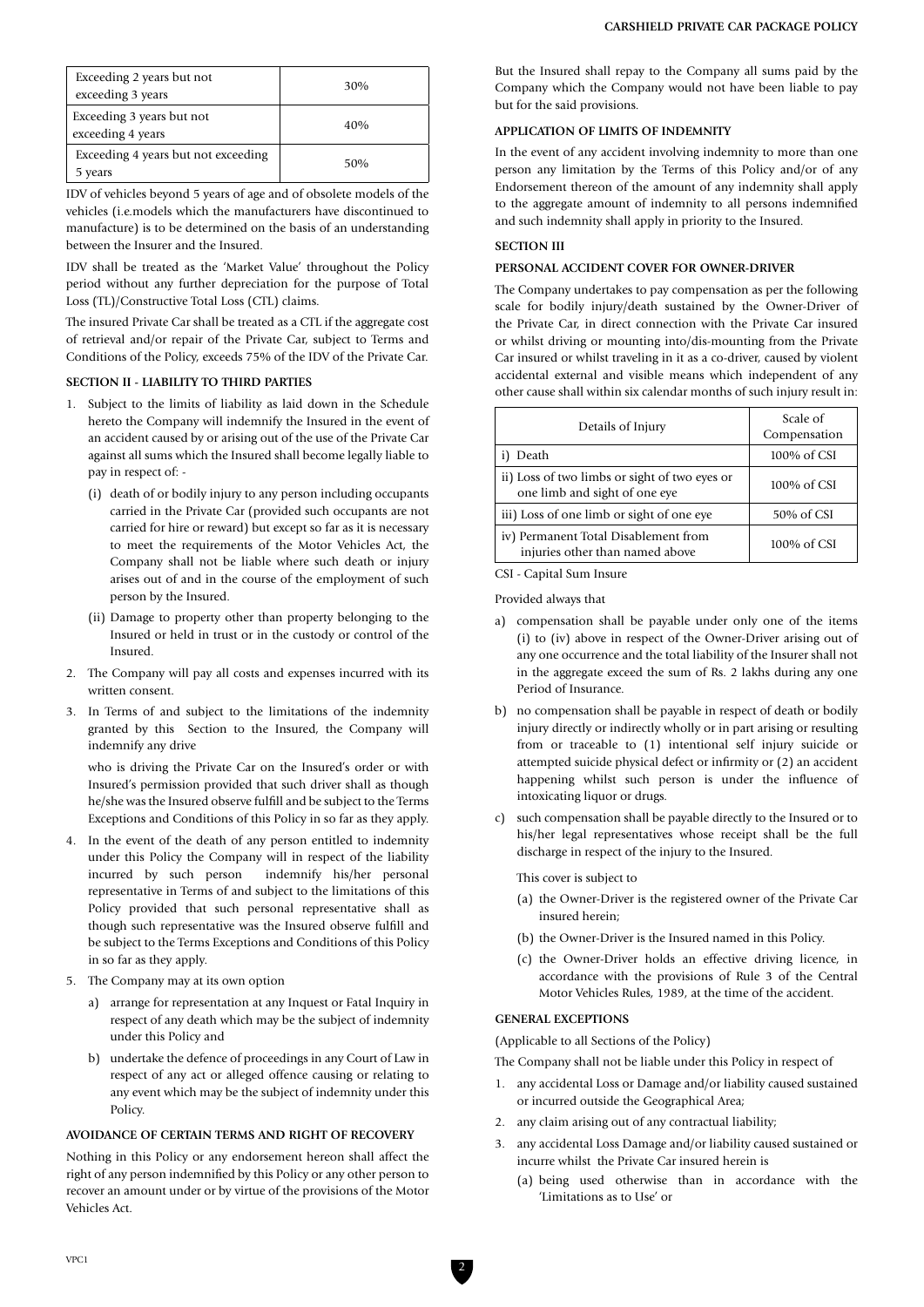| Exceeding 2 years but not exceeding 3 years | 30% |
|---|---|
| Exceeding 3 years but not exceeding 4 years | 40% |
| Exceeding 4 years but not exceeding 5 years | 50% |

IDV of vehicles beyond 5 years of age and of obsolete models of the vehicles (i.e.models which the manufacturers have discontinued to manufacture) is to be determined on the basis of an understanding between the Insurer and the Insured.

IDV shall be treated as the 'Market Value' throughout the Policy period without any further depreciation for the purpose of Total Loss (TL)/Constructive Total Loss (CTL) claims.

The insured Private Car shall be treated as a CTL if the aggregate cost of retrieval and/or repair of the Private Car, subject to Terms and Conditions of the Policy, exceeds 75% of the IDV of the Private Car.

**SECTION II - LIABILITY TO THIRD PARTIES**

1. Subject to the limits of liability as laid down in the Schedule hereto the Company will indemnify the Insured in the event of an accident caused by or arising out of the use of the Private Car against all sums which the Insured shall become legally liable to pay in respect of: -
   (i) death of or bodily injury to any person including occupants carried in the Private Car (provided such occupants are not carried for hire or reward) but except so far as it is necessary to meet the requirements of the Motor Vehicles Act, the Company shall not be liable where such death or injury arises out of and in the course of the employment of such person by the Insured.
   (ii) Damage to property other than property belonging to the Insured or held in trust or in the custody or control of the Insured.
2. The Company will pay all costs and expenses incurred with its written consent.
3. In Terms of and subject to the limitations of the indemnity granted by this Section to the Insured, the Company will indemnify any drive

   who is driving the Private Car on the Insured's order or with Insured's permission provided that such driver shall as though he/she was the Insured observe fulfill and be subject to the Terms Exceptions and Conditions of this Policy in so far as they apply.
4. In the event of the death of any person entitled to indemnity under this Policy the Company will in respect of the liability incurred by such person indemnify his/her personal representative in Terms of and subject to the limitations of this Policy provided that such personal representative shall as though such representative was the Insured observe fulfill and be subject to the Terms Exceptions and Conditions of this Policy in so far as they apply.
5. The Company may at its own option
   a) arrange for representation at any Inquest or Fatal Inquiry in respect of any death which may be the subject of indemnity under this Policy and
   b) undertake the defence of proceedings in any Court of Law in respect of any act or alleged offence causing or relating to any event which may be the subject of indemnity under this Policy.

**AVOIDANCE OF CERTAIN TERMS AND RIGHT OF RECOVERY**

Nothing in this Policy or any endorsement hereon shall affect the right of any person indemnified by this Policy or any other person to recover an amount under or by virtue of the provisions of the Motor Vehicles Act.

But the Insured shall repay to the Company all sums paid by the Company which the Company would not have been liable to pay but for the said provisions.

**APPLICATION OF LIMITS OF INDEMNITY**

In the event of any accident involving indemnity to more than one person any limitation by the Terms of this Policy and/or of any Endorsement thereon of the amount of any indemnity shall apply to the aggregate amount of indemnity to all persons indemnified and such indemnity shall apply in priority to the Insured.

**SECTION III**

**PERSONAL ACCIDENT COVER FOR OWNER-DRIVER**

The Company undertakes to pay compensation as per the following scale for bodily injury/death sustained by the Owner-Driver of the Private Car, in direct connection with the Private Car insured or whilst driving or mounting into/dis-mounting from the Private Car insured or whilst traveling in it as a co-driver, caused by violent accidental external and visible means which independent of any other cause shall within six calendar months of such injury result in:

| Details of Injury | Scale of Compensation |
|---|---|
| i) Death | 100% of CSI |
| ii) Loss of two limbs or sight of two eyes or one limb and sight of one eye | 100% of CSI |
| iii) Loss of one limb or sight of one eye | 50% of CSI |
| iv) Permanent Total Disablement from injuries other than named above | 100% of CSI |

CSI - Capital Sum Insure

Provided always that

a) compensation shall be payable under only one of the items (i) to (iv) above in respect of the Owner-Driver arising out of any one occurrence and the total liability of the Insurer shall not in the aggregate exceed the sum of Rs. 2 lakhs during any one Period of Insurance.
b) no compensation shall be payable in respect of death or bodily injury directly or indirectly wholly or in part arising or resulting from or traceable to (1) intentional self injury suicide or attempted suicide physical defect or infirmity or (2) an accident happening whilst such person is under the influence of intoxicating liquor or drugs.
c) such compensation shall be payable directly to the Insured or to his/her legal representatives whose receipt shall be the full discharge in respect of the injury to the Insured.

   This cover is subject to
   (a) the Owner-Driver is the registered owner of the Private Car insured herein;
   (b) the Owner-Driver is the Insured named in this Policy.
   (c) the Owner-Driver holds an effective driving licence, in accordance with the provisions of Rule 3 of the Central Motor Vehicles Rules, 1989, at the time of the accident.

**GENERAL EXCEPTIONS**

(Applicable to all Sections of the Policy)

The Company shall not be liable under this Policy in respect of

1. any accidental Loss or Damage and/or liability caused sustained or incurred outside the Geographical Area;
2. any claim arising out of any contractual liability;
3. any accidental Loss Damage and/or liability caused sustained or incurre whilst the Private Car insured herein is
   (a) being used otherwise than in accordance with the 'Limitations as to Use' or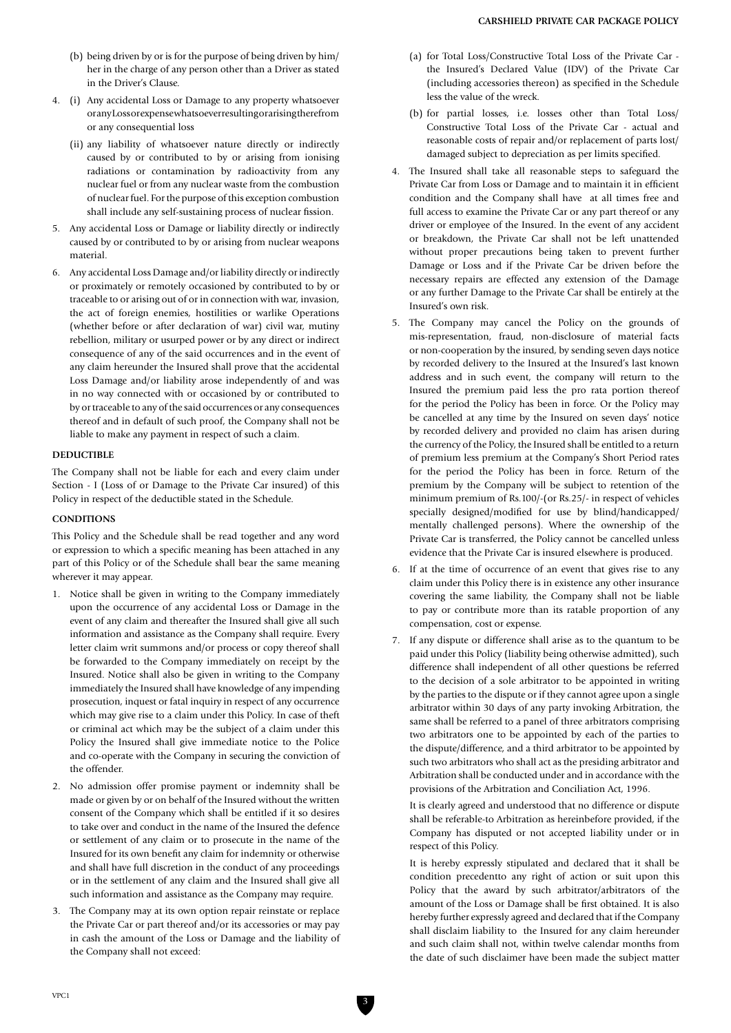(b) being driven by or is for the purpose of being driven by him/her in the charge of any person other than a Driver as stated in the Driver's Clause.

4. (i) Any accidental Loss or Damage to any property whatsoever or any Loss or expense whatsoever resulting or arising therefrom or any consequential loss

   (ii) any liability of whatsoever nature directly or indirectly caused by or contributed to by or arising from ionising radiations or contamination by radioactivity from any nuclear fuel or from any nuclear waste from the combustion of nuclear fuel. For the purpose of this exception combustion shall include any self-sustaining process of nuclear fission.

5. Any accidental Loss or Damage or liability directly or indirectly caused by or contributed to by or arising from nuclear weapons material.

6. Any accidental Loss Damage and/or liability directly or indirectly or proximately or remotely occasioned by contributed to by or traceable to or arising out of or in connection with war, invasion, the act of foreign enemies, hostilities or warlike Operations (whether before or after declaration of war) civil war, mutiny rebellion, military or usurped power or by any direct or indirect consequence of any of the said occurrences and in the event of any claim hereunder the Insured shall prove that the accidental Loss Damage and/or liability arose independently of and was in no way connected with or occasioned by or contributed to by or traceable to any of the said occurrences or any consequences thereof and in default of such proof, the Company shall not be liable to make any payment in respect of such a claim.

**DEDUCTIBLE**

The Company shall not be liable for each and every claim under Section - I (Loss of or Damage to the Private Car insured) of this Policy in respect of the deductible stated in the Schedule.

**CONDITIONS**

This Policy and the Schedule shall be read together and any word or expression to which a specific meaning has been attached in any part of this Policy or of the Schedule shall bear the same meaning wherever it may appear.

1. Notice shall be given in writing to the Company immediately upon the occurrence of any accidental Loss or Damage in the event of any claim and thereafter the Insured shall give all such information and assistance as the Company shall require. Every letter claim writ summons and/or process or copy thereof shall be forwarded to the Company immediately on receipt by the Insured. Notice shall also be given in writing to the Company immediately the Insured shall have knowledge of any impending prosecution, inquest or fatal inquiry in respect of any occurrence which may give rise to a claim under this Policy. In case of theft or criminal act which may be the subject of a claim under this Policy the Insured shall give immediate notice to the Police and co-operate with the Company in securing the conviction of the offender.

2. No admission offer promise payment or indemnity shall be made or given by or on behalf of the Insured without the written consent of the Company which shall be entitled if it so desires to take over and conduct in the name of the Insured the defence or settlement of any claim or to prosecute in the name of the Insured for its own benefit any claim for indemnity or otherwise and shall have full discretion in the conduct of any proceedings or in the settlement of any claim and the Insured shall give all such information and assistance as the Company may require.

3. The Company may at its own option repair reinstate or replace the Private Car or part thereof and/or its accessories or may pay in cash the amount of the Loss or Damage and the liability of the Company shall not exceed:

   (a) for Total Loss/Constructive Total Loss of the Private Car - the Insured's Declared Value (IDV) of the Private Car (including accessories thereon) as specified in the Schedule less the value of the wreck.

   (b) for partial losses, i.e. losses other than Total Loss/Constructive Total Loss of the Private Car - actual and reasonable costs of repair and/or replacement of parts lost/damaged subject to depreciation as per limits specified.

4. The Insured shall take all reasonable steps to safeguard the Private Car from Loss or Damage and to maintain it in efficient condition and the Company shall have at all times free and full access to examine the Private Car or any part thereof or any driver or employee of the Insured. In the event of any accident or breakdown, the Private Car shall not be left unattended without proper precautions being taken to prevent further Damage or Loss and if the Private Car be driven before the necessary repairs are effected any extension of the Damage or any further Damage to the Private Car shall be entirely at the Insured's own risk.

5. The Company may cancel the Policy on the grounds of mis-representation, fraud, non-disclosure of material facts or non-cooperation by the insured, by sending seven days notice by recorded delivery to the Insured at the Insured's last known address and in such event, the company will return to the Insured the premium paid less the pro rata portion thereof for the period the Policy has been in force. Or the Policy may be cancelled at any time by the Insured on seven days' notice by recorded delivery and provided no claim has arisen during the currency of the Policy, the Insured shall be entitled to a return of premium less premium at the Company's Short Period rates for the period the Policy has been in force. Return of the premium by the Company will be subject to retention of the minimum premium of Rs.100/-(or Rs.25/- in respect of vehicles specially designed/modified for use by blind/handicapped/mentally challenged persons). Where the ownership of the Private Car is transferred, the Policy cannot be cancelled unless evidence that the Private Car is insured elsewhere is produced.

6. If at the time of occurrence of an event that gives rise to any claim under this Policy there is in existence any other insurance covering the same liability, the Company shall not be liable to pay or contribute more than its ratable proportion of any compensation, cost or expense.

7. If any dispute or difference shall arise as to the quantum to be paid under this Policy (liability being otherwise admitted), such difference shall independent of all other questions be referred to the decision of a sole arbitrator to be appointed in writing by the parties to the dispute or if they cannot agree upon a single arbitrator within 30 days of any party invoking Arbitration, the same shall be referred to a panel of three arbitrators comprising two arbitrators one to be appointed by each of the parties to the dispute/difference, and a third arbitrator to be appointed by such two arbitrators who shall act as the presiding arbitrator and Arbitration shall be conducted under and in accordance with the provisions of the Arbitration and Conciliation Act, 1996.

   It is clearly agreed and understood that no difference or dispute shall be referable-to Arbitration as hereinbefore provided, if the Company has disputed or not accepted liability under or in respect of this Policy.

   It is hereby expressly stipulated and declared that it shall be condition precedentto any right of action or suit upon this Policy that the award by such arbitrator/arbitrators of the amount of the Loss or Damage shall be first obtained. It is also hereby further expressly agreed and declared that if the Company shall disclaim liability to the Insured for any claim hereunder and such claim shall not, within twelve calendar months from the date of such disclaimer have been made the subject matter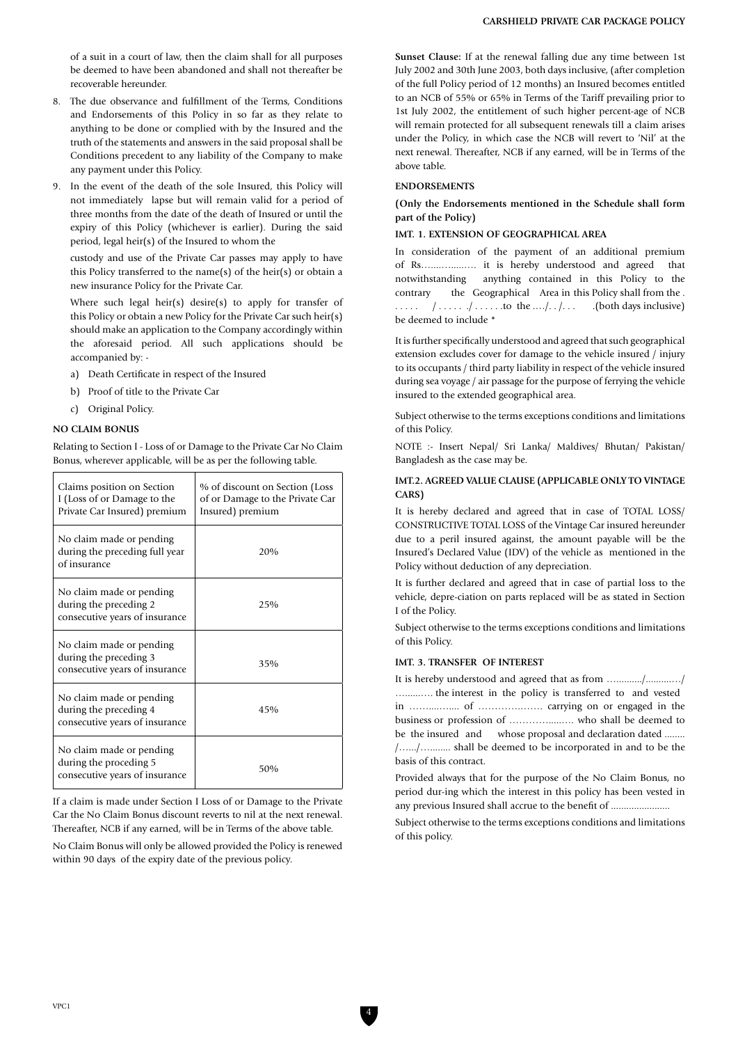of a suit in a court of law, then the claim shall for all purposes be deemed to have been abandoned and shall not thereafter be recoverable hereunder.

8. The due observance and fulfillment of the Terms, Conditions and Endorsements of this Policy in so far as they relate to anything to be done or complied with by the Insured and the truth of the statements and answers in the said proposal shall be Conditions precedent to any liability of the Company to make any payment under this Policy.

9. In the event of the death of the sole Insured, this Policy will not immediately lapse but will remain valid for a period of three months from the date of the death of Insured or until the expiry of this Policy (whichever is earlier). During the said period, legal heir(s) of the Insured to whom the

   custody and use of the Private Car passes may apply to have this Policy transferred to the name(s) of the heir(s) or obtain a new insurance Policy for the Private Car.

   Where such legal heir(s) desire(s) to apply for transfer of this Policy or obtain a new Policy for the Private Car such heir(s) should make an application to the Company accordingly within the aforesaid period. All such applications should be accompanied by: -

   a) Death Certificate in respect of the Insured
   b) Proof of title to the Private Car
   c) Original Policy.

**NO CLAIM BONUS**

Relating to Section I - Loss of or Damage to the Private Car No Claim Bonus, wherever applicable, will be as per the following table.

| Claims position on Section I (Loss of or Damage to the Private Car Insured) premium | % of discount on Section (Loss of or Damage to the Private Car Insured) premium |
|---|---|
| No claim made or pending during the preceding full year of insurance | 20% |
| No claim made or pending during the preceding 2 consecutive years of insurance | 25% |
| No claim made or pending during the preceding 3 consecutive years of insurance | 35% |
| No claim made or pending during the preceding 4 consecutive years of insurance | 45% |
| No claim made or pending during the proceding 5 consecutive years of insurance | 50% |

If a claim is made under Section I Loss of or Damage to the Private Car the No Claim Bonus discount reverts to nil at the next renewal. Thereafter, NCB if any earned, will be in Terms of the above table.

No Claim Bonus will only be allowed provided the Policy is renewed within 90 days of the expiry date of the previous policy.

**Sunset Clause:** If at the renewal falling due any time between 1st July 2002 and 30th June 2003, both days inclusive, (after completion of the full Policy period of 12 months) an Insured becomes entitled to an NCB of 55% or 65% in Terms of the Tariff prevailing prior to 1st July 2002, the entitlement of such higher percent-age of NCB will remain protected for all subsequent renewals till a claim arises under the Policy, in which case the NCB will revert to 'Nil' at the next renewal. Thereafter, NCB if any earned, will be in Terms of the above table.

**ENDORSEMENTS**

**(Only the Endorsements mentioned in the Schedule shall form part of the Policy)**

**IMT. 1. EXTENSION OF GEOGRAPHICAL AREA**

In consideration of the payment of an additional premium of Rs…….…....…. it is hereby understood and agreed that notwithstanding anything contained in this Policy to the contrary the Geographical Area in this Policy shall from the . . . . . . / . . . . . ./ . . . . . .to the …./. . /. . . .(both days inclusive) be deemed to include *

It is further specifically understood and agreed that such geographical extension excludes cover for damage to the vehicle insured / injury to its occupants / third party liability in respect of the vehicle insured during sea voyage / air passage for the purpose of ferrying the vehicle insured to the extended geographical area.

Subject otherwise to the terms exceptions conditions and limitations of this Policy.

NOTE :- Insert Nepal/ Sri Lanka/ Maldives/ Bhutan/ Pakistan/ Bangladesh as the case may be.

**IMT.2. AGREED VALUE CLAUSE (APPLICABLE ONLY TO VINTAGE CARS)**

It is hereby declared and agreed that in case of TOTAL LOSS/ CONSTRUCTIVE TOTAL LOSS of the Vintage Car insured hereunder due to a peril insured against, the amount payable will be the Insured's Declared Value (IDV) of the vehicle as mentioned in the Policy without deduction of any depreciation.

It is further declared and agreed that in case of partial loss to the vehicle, depre-ciation on parts replaced will be as stated in Section I of the Policy.

Subject otherwise to the terms exceptions conditions and limitations of this Policy.

**IMT. 3. TRANSFER OF INTEREST**

It is hereby understood and agreed that as from …..........…/..........…/ ….....….. the interest in the policy is transferred to and vested in ……....…..... of ……………..…. carrying on or engaged in the business or profession of …………......…. who shall be deemed to be the insured and whose proposal and declaration dated ........ /…..../…........ shall be deemed to be incorporated in and to be the basis of this contract.

Provided always that for the purpose of the No Claim Bonus, no period dur-ing which the interest in this policy has been vested in any previous Insured shall accrue to the benefit of .......................

Subject otherwise to the terms exceptions conditions and limitations of this policy.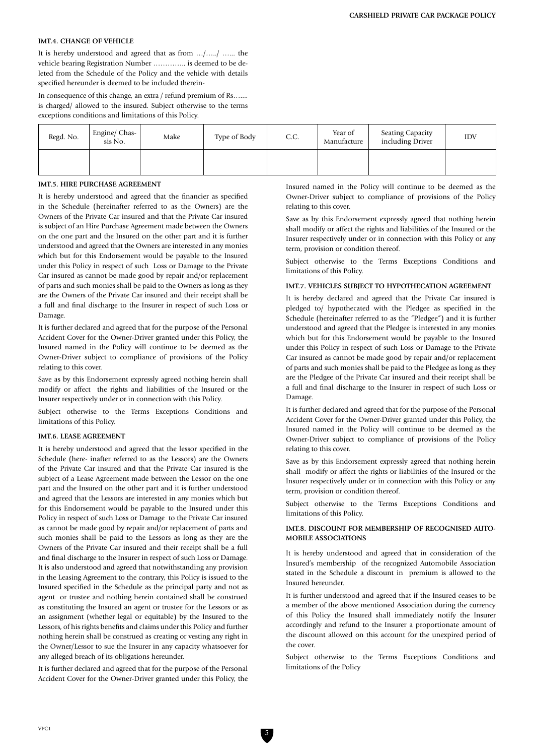#### IMT.4. CHANGE OF VEHICLE

It is hereby understood and agreed that as from …/…../ …... the vehicle bearing Registration Number ………….. is deemed to be deleted from the Schedule of the Policy and the vehicle with details specified hereunder is deemed to be included therein-

In consequence of this change, an extra / refund premium of Rs…..... is charged/ allowed to the insured. Subject otherwise to the terms exceptions conditions and limitations of this Policy.

| Regd. No. | Engine/ Chassis No. | Make | Type of Body | C.C. | Year of Manufacture | Seating Capacity including Driver | IDV |
|---|---|---|---|---|---|---|---|
| | | | | | | | |

#### IMT.5. HIRE PURCHASE AGREEMENT

It is hereby understood and agreed that the financier as specified in the Schedule (hereinafter referred to as the Owners) are the Owners of the Private Car insured and that the Private Car insured is subject of an Hire Purchase Agreement made between the Owners on the one part and the Insured on the other part and it is further understood and agreed that the Owners are interested in any monies which but for this Endorsement would be payable to the Insured under this Policy in respect of such Loss or Damage to the Private Car insured as cannot be made good by repair and/or replacement of parts and such monies shall be paid to the Owners as long as they are the Owners of the Private Car insured and their receipt shall be a full and final discharge to the Insurer in respect of such Loss or Damage.

It is further declared and agreed that for the purpose of the Personal Accident Cover for the Owner-Driver granted under this Policy, the Insured named in the Policy will continue to be deemed as the Owner-Driver subject to compliance of provisions of the Policy relating to this cover.

Save as by this Endorsement expressly agreed nothing herein shall modify or affect the rights and liabilities of the Insured or the Insurer respectively under or in connection with this Policy.

Subject otherwise to the Terms Exceptions Conditions and limitations of this Policy.

#### IMT.6. LEASE AGREEMENT

It is hereby understood and agreed that the lessor specified in the Schedule (here- inafter referred to as the Lessors) are the Owners of the Private Car insured and that the Private Car insured is the subject of a Lease Agreement made between the Lessor on the one part and the Insured on the other part and it is further understood and agreed that the Lessors are interested in any monies which but for this Endorsement would be payable to the Insured under this Policy in respect of such Loss or Damage to the Private Car insured as cannot be made good by repair and/or replacement of parts and such monies shall be paid to the Lessors as long as they are the Owners of the Private Car insured and their receipt shall be a full and final discharge to the Insurer in respect of such Loss or Damage. It is also understood and agreed that notwithstanding any provision in the Leasing Agreement to the contrary, this Policy is issued to the Insured specified in the Schedule as the principal party and not as agent or trustee and nothing herein contained shall be construed as constituting the Insured an agent or trustee for the Lessors or as an assignment (whether legal or equitable) by the Insured to the Lessors, of his rights benefits and claims under this Policy and further nothing herein shall be construed as creating or vesting any right in the Owner/Lessor to sue the Insurer in any capacity whatsoever for any alleged breach of its obligations hereunder.

It is further declared and agreed that for the purpose of the Personal Accident Cover for the Owner-Driver granted under this Policy, the Insured named in the Policy will continue to be deemed as the Owner-Driver subject to compliance of provisions of the Policy relating to this cover.

Save as by this Endorsement expressly agreed that nothing herein shall modify or affect the rights and liabilities of the Insured or the Insurer respectively under or in connection with this Policy or any term, provision or condition thereof.

Subject otherwise to the Terms Exceptions Conditions and limitations of this Policy.

#### IMT.7. VEHICLES SUBJECT TO HYPOTHECATION AGREEMENT

It is hereby declared and agreed that the Private Car insured is pledged to/ hypothecated with the Pledgee as specified in the Schedule (hereinafter referred to as the "Pledgee") and it is further understood and agreed that the Pledgee is interested in any monies which but for this Endorsement would be payable to the Insured under this Policy in respect of such Loss or Damage to the Private Car insured as cannot be made good by repair and/or replacement of parts and such monies shall be paid to the Pledgee as long as they are the Pledgee of the Private Car insured and their receipt shall be a full and final discharge to the Insurer in respect of such Loss or Damage.

It is further declared and agreed that for the purpose of the Personal Accident Cover for the Owner-Driver granted under this Policy, the Insured named in the Policy will continue to be deemed as the Owner-Driver subject to compliance of provisions of the Policy relating to this cover.

Save as by this Endorsement expressly agreed that nothing herein shall modify or affect the rights or liabilities of the Insured or the Insurer respectively under or in connection with this Policy or any term, provision or condition thereof.

Subject otherwise to the Terms Exceptions Conditions and limitations of this Policy.

#### IMT.8. DISCOUNT FOR MEMBERSHIP OF RECOGNISED AUTOMOBILE ASSOCIATIONS

It is hereby understood and agreed that in consideration of the Insured's membership of the recognized Automobile Association stated in the Schedule a discount in premium is allowed to the Insured hereunder.

It is further understood and agreed that if the Insured ceases to be a member of the above mentioned Association during the currency of this Policy the Insured shall immediately notify the Insurer accordingly and refund to the Insurer a proportionate amount of the discount allowed on this account for the unexpired period of the cover.

Subject otherwise to the Terms Exceptions Conditions and limitations of the Policy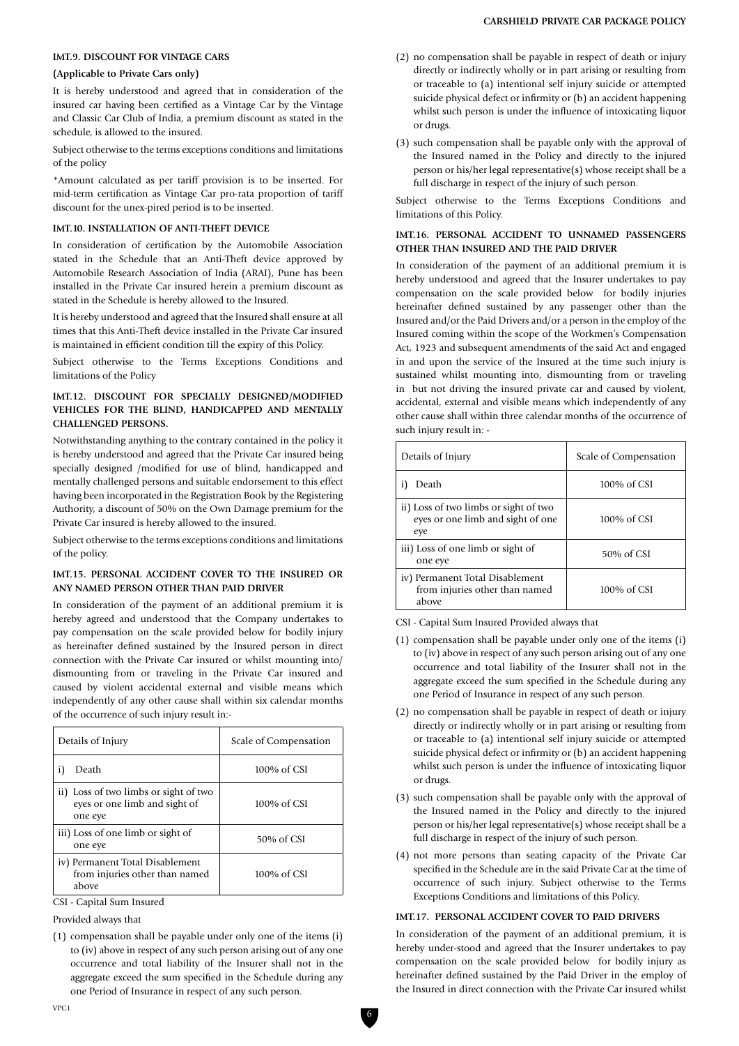#### IMT.9. DISCOUNT FOR VINTAGE CARS

**(Applicable to Private Cars only)**

It is hereby understood and agreed that in consideration of the insured car having been certified as a Vintage Car by the Vintage and Classic Car Club of India, a premium discount as stated in the schedule, is allowed to the insured.

Subject otherwise to the terms exceptions conditions and limitations of the policy

*Amount calculated as per tariff provision is to be inserted. For mid-term certification as Vintage Car pro-rata proportion of tariff discount for the unex-pired period is to be inserted.

#### IMT.10. INSTALLATION OF ANTI-THEFT DEVICE

In consideration of certification by the Automobile Association stated in the Schedule that an Anti-Theft device approved by Automobile Research Association of India (ARAI), Pune has been installed in the Private Car insured herein a premium discount as stated in the Schedule is hereby allowed to the Insured.

It is hereby understood and agreed that the Insured shall ensure at all times that this Anti-Theft device installed in the Private Car insured is maintained in efficient condition till the expiry of this Policy.

Subject otherwise to the Terms Exceptions Conditions and limitations of the Policy

#### IMT.12. DISCOUNT FOR SPECIALLY DESIGNED/MODIFIED VEHICLES FOR THE BLIND, HANDICAPPED AND MENTALLY CHALLENGED PERSONS.

Notwithstanding anything to the contrary contained in the policy it is hereby understood and agreed that the Private Car insured being specially designed /modified for use of blind, handicapped and mentally challenged persons and suitable endorsement to this effect having been incorporated in the Registration Book by the Registering Authority, a discount of 50% on the Own Damage premium for the Private Car insured is hereby allowed to the insured.

Subject otherwise to the terms exceptions conditions and limitations of the policy.

#### IMT.15. PERSONAL ACCIDENT COVER TO THE INSURED OR ANY NAMED PERSON OTHER THAN PAID DRIVER

In consideration of the payment of an additional premium it is hereby agreed and understood that the Company undertakes to pay compensation on the scale provided below for bodily injury as hereinafter defined sustained by the Insured person in direct connection with the Private Car insured or whilst mounting into/ dismounting from or traveling in the Private Car insured and caused by violent accidental external and visible means which independently of any other cause shall within six calendar months of the occurrence of such injury result in:-

| Details of Injury | Scale of Compensation |
|---|---|
| i) Death | 100% of CSI |
| ii) Loss of two limbs or sight of two eyes or one limb and sight of one eye | 100% of CSI |
| iii) Loss of one limb or sight of one eye | 50% of CSI |
| iv) Permanent Total Disablement from injuries other than named above | 100% of CSI |

CSI - Capital Sum Insured

Provided always that

(1) compensation shall be payable under only one of the items (i) to (iv) above in respect of any such person arising out of any one occurrence and total liability of the Insurer shall not in the aggregate exceed the sum specified in the Schedule during any one Period of Insurance in respect of any such person.

(2) no compensation shall be payable in respect of death or injury directly or indirectly wholly or in part arising or resulting from or traceable to (a) intentional self injury suicide or attempted suicide physical defect or infirmity or (b) an accident happening whilst such person is under the influence of intoxicating liquor or drugs.

(3) such compensation shall be payable only with the approval of the Insured named in the Policy and directly to the injured person or his/her legal representative(s) whose receipt shall be a full discharge in respect of the injury of such person.

Subject otherwise to the Terms Exceptions Conditions and limitations of this Policy.

#### IMT.16. PERSONAL ACCIDENT TO UNNAMED PASSENGERS OTHER THAN INSURED AND THE PAID DRIVER

In consideration of the payment of an additional premium it is hereby understood and agreed that the Insurer undertakes to pay compensation on the scale provided below for bodily injuries hereinafter defined sustained by any passenger other than the Insured and/or the Paid Drivers and/or a person in the employ of the Insured coming within the scope of the Workmen's Compensation Act, 1923 and subsequent amendments of the said Act and engaged in and upon the service of the Insured at the time such injury is sustained whilst mounting into, dismounting from or traveling in but not driving the insured private car and caused by violent, accidental, external and visible means which independently of any other cause shall within three calendar months of the occurrence of such injury result in: -

| Details of Injury | Scale of Compensation |
|---|---|
| i) Death | 100% of CSI |
| ii) Loss of two limbs or sight of two eyes or one limb and sight of one eye | 100% of CSI |
| iii) Loss of one limb or sight of one eye | 50% of CSI |
| iv) Permanent Total Disablement from injuries other than named above | 100% of CSI |

CSI - Capital Sum Insured Provided always that

(1) compensation shall be payable under only one of the items (i) to (iv) above in respect of any such person arising out of any one occurrence and total liability of the Insurer shall not in the aggregate exceed the sum specified in the Schedule during any one Period of Insurance in respect of any such person.

(2) no compensation shall be payable in respect of death or injury directly or indirectly wholly or in part arising or resulting from or traceable to (a) intentional self injury suicide or attempted suicide physical defect or infirmity or (b) an accident happening whilst such person is under the influence of intoxicating liquor or drugs.

(3) such compensation shall be payable only with the approval of the Insured named in the Policy and directly to the injured person or his/her legal representative(s) whose receipt shall be a full discharge in respect of the injury of such person.

(4) not more persons than seating capacity of the Private Car specified in the Schedule are in the said Private Car at the time of occurrence of such injury. Subject otherwise to the Terms Exceptions Conditions and limitations of this Policy.

#### IMT.17. PERSONAL ACCIDENT COVER TO PAID DRIVERS

In consideration of the payment of an additional premium, it is hereby under-stood and agreed that the Insurer undertakes to pay compensation on the scale provided below for bodily injury as hereinafter defined sustained by the Paid Driver in the employ of the Insured in direct connection with the Private Car insured whilst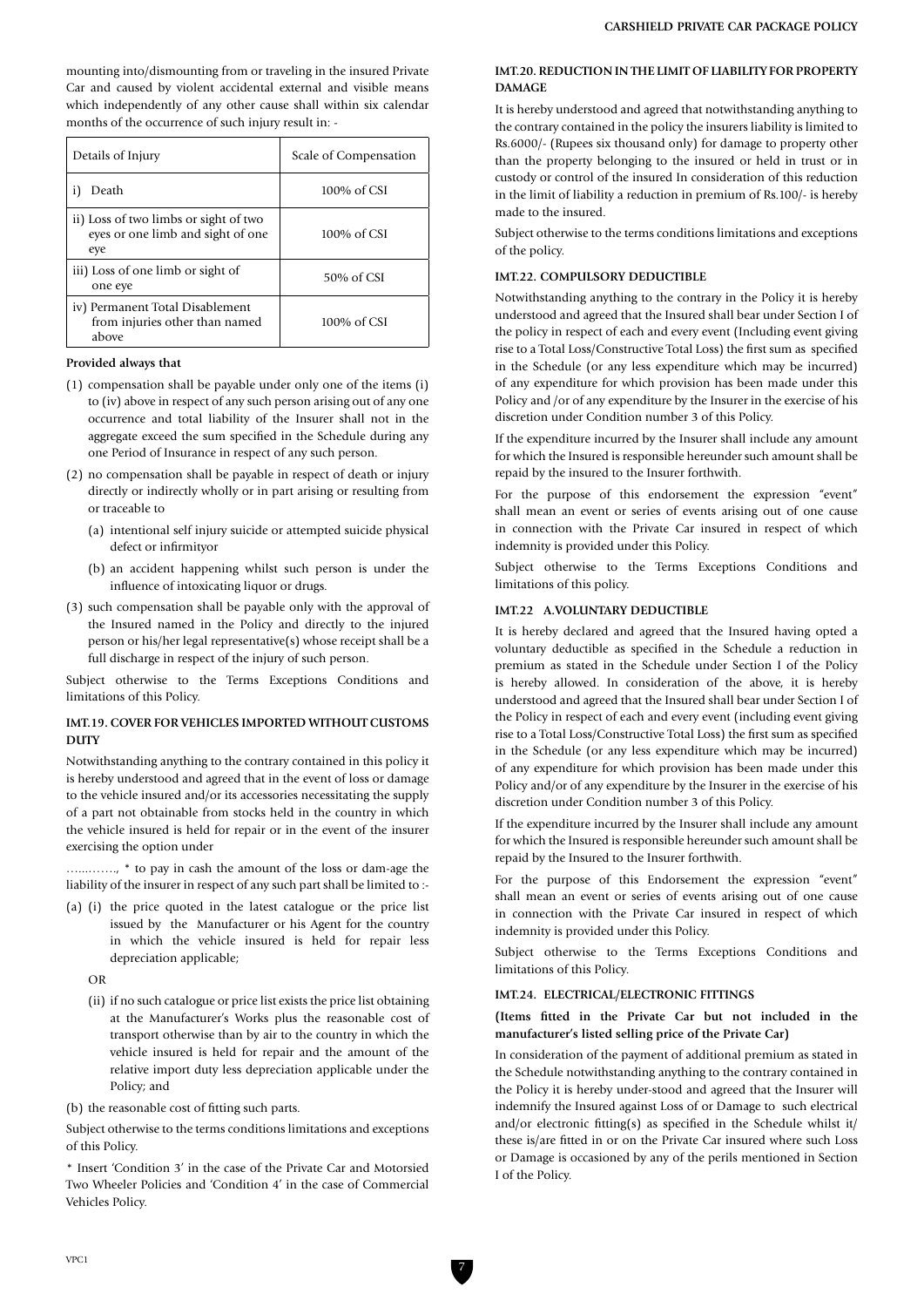mounting into/dismounting from or traveling in the insured Private Car and caused by violent accidental external and visible means which independently of any other cause shall within six calendar months of the occurrence of such injury result in: -

| Details of Injury | Scale of Compensation |
|---|---|
| i) Death | 100% of CSI |
| ii) Loss of two limbs or sight of two eyes or one limb and sight of one eye | 100% of CSI |
| iii) Loss of one limb or sight of one eye | 50% of CSI |
| iv) Permanent Total Disablement from injuries other than named above | 100% of CSI |

**Provided always that**

(1) compensation shall be payable under only one of the items (i) to (iv) above in respect of any such person arising out of any one occurrence and total liability of the Insurer shall not in the aggregate exceed the sum specified in the Schedule during any one Period of Insurance in respect of any such person.

(2) no compensation shall be payable in respect of death or injury directly or indirectly wholly or in part arising or resulting from or traceable to

   (a) intentional self injury suicide or attempted suicide physical defect or infirmityor

   (b) an accident happening whilst such person is under the influence of intoxicating liquor or drugs.

(3) such compensation shall be payable only with the approval of the Insured named in the Policy and directly to the injured person or his/her legal representative(s) whose receipt shall be a full discharge in respect of the injury of such person.

Subject otherwise to the Terms Exceptions Conditions and limitations of this Policy.

### IMT.19. COVER FOR VEHICLES IMPORTED WITHOUT CUSTOMS DUTY

Notwithstanding anything to the contrary contained in this policy it is hereby understood and agreed that in the event of loss or damage to the vehicle insured and/or its accessories necessitating the supply of a part not obtainable from stocks held in the country in which the vehicle insured is held for repair or in the event of the insurer exercising the option under

…...……, * to pay in cash the amount of the loss or dam-age the liability of the insurer in respect of any such part shall be limited to :-

(a) (i) the price quoted in the latest catalogue or the price list issued by the Manufacturer or his Agent for the country in which the vehicle insured is held for repair less depreciation applicable;

   OR

   (ii) if no such catalogue or price list exists the price list obtaining at the Manufacturer's Works plus the reasonable cost of transport otherwise than by air to the country in which the vehicle insured is held for repair and the amount of the relative import duty less depreciation applicable under the Policy; and

(b) the reasonable cost of fitting such parts.

Subject otherwise to the terms conditions limitations and exceptions of this Policy.

* Insert 'Condition 3' in the case of the Private Car and Motorsied Two Wheeler Policies and 'Condition 4' in the case of Commercial Vehicles Policy.

### IMT.20. REDUCTION IN THE LIMIT OF LIABILITY FOR PROPERTY DAMAGE

It is hereby understood and agreed that notwithstanding anything to the contrary contained in the policy the insurers liability is limited to Rs.6000/- (Rupees six thousand only) for damage to property other than the property belonging to the insured or held in trust or in custody or control of the insured In consideration of this reduction in the limit of liability a reduction in premium of Rs.100/- is hereby made to the insured.

Subject otherwise to the terms conditions limitations and exceptions of the policy.

### IMT.22. COMPULSORY DEDUCTIBLE

Notwithstanding anything to the contrary in the Policy it is hereby understood and agreed that the Insured shall bear under Section I of the policy in respect of each and every event (Including event giving rise to a Total Loss/Constructive Total Loss) the first sum as specified in the Schedule (or any less expenditure which may be incurred) of any expenditure for which provision has been made under this Policy and /or of any expenditure by the Insurer in the exercise of his discretion under Condition number 3 of this Policy.

If the expenditure incurred by the Insurer shall include any amount for which the Insured is responsible hereunder such amount shall be repaid by the insured to the Insurer forthwith.

For the purpose of this endorsement the expression "event" shall mean an event or series of events arising out of one cause in connection with the Private Car insured in respect of which indemnity is provided under this Policy.

Subject otherwise to the Terms Exceptions Conditions and limitations of this policy.

### IMT.22 A.VOLUNTARY DEDUCTIBLE

It is hereby declared and agreed that the Insured having opted a voluntary deductible as specified in the Schedule a reduction in premium as stated in the Schedule under Section I of the Policy is hereby allowed. In consideration of the above, it is hereby understood and agreed that the Insured shall bear under Section I of the Policy in respect of each and every event (including event giving rise to a Total Loss/Constructive Total Loss) the first sum as specified in the Schedule (or any less expenditure which may be incurred) of any expenditure for which provision has been made under this Policy and/or of any expenditure by the Insurer in the exercise of his discretion under Condition number 3 of this Policy.

If the expenditure incurred by the Insurer shall include any amount for which the Insured is responsible hereunder such amount shall be repaid by the Insured to the Insurer forthwith.

For the purpose of this Endorsement the expression "event" shall mean an event or series of events arising out of one cause in connection with the Private Car insured in respect of which indemnity is provided under this Policy.

Subject otherwise to the Terms Exceptions Conditions and limitations of this Policy.

### IMT.24. ELECTRICAL/ELECTRONIC FITTINGS

**(Items fitted in the Private Car but not included in the manufacturer's listed selling price of the Private Car)**

In consideration of the payment of additional premium as stated in the Schedule notwithstanding anything to the contrary contained in the Policy it is hereby under-stood and agreed that the Insurer will indemnify the Insured against Loss of or Damage to such electrical and/or electronic fitting(s) as specified in the Schedule whilst it/these is/are fitted in or on the Private Car insured where such Loss or Damage is occasioned by any of the perils mentioned in Section I of the Policy.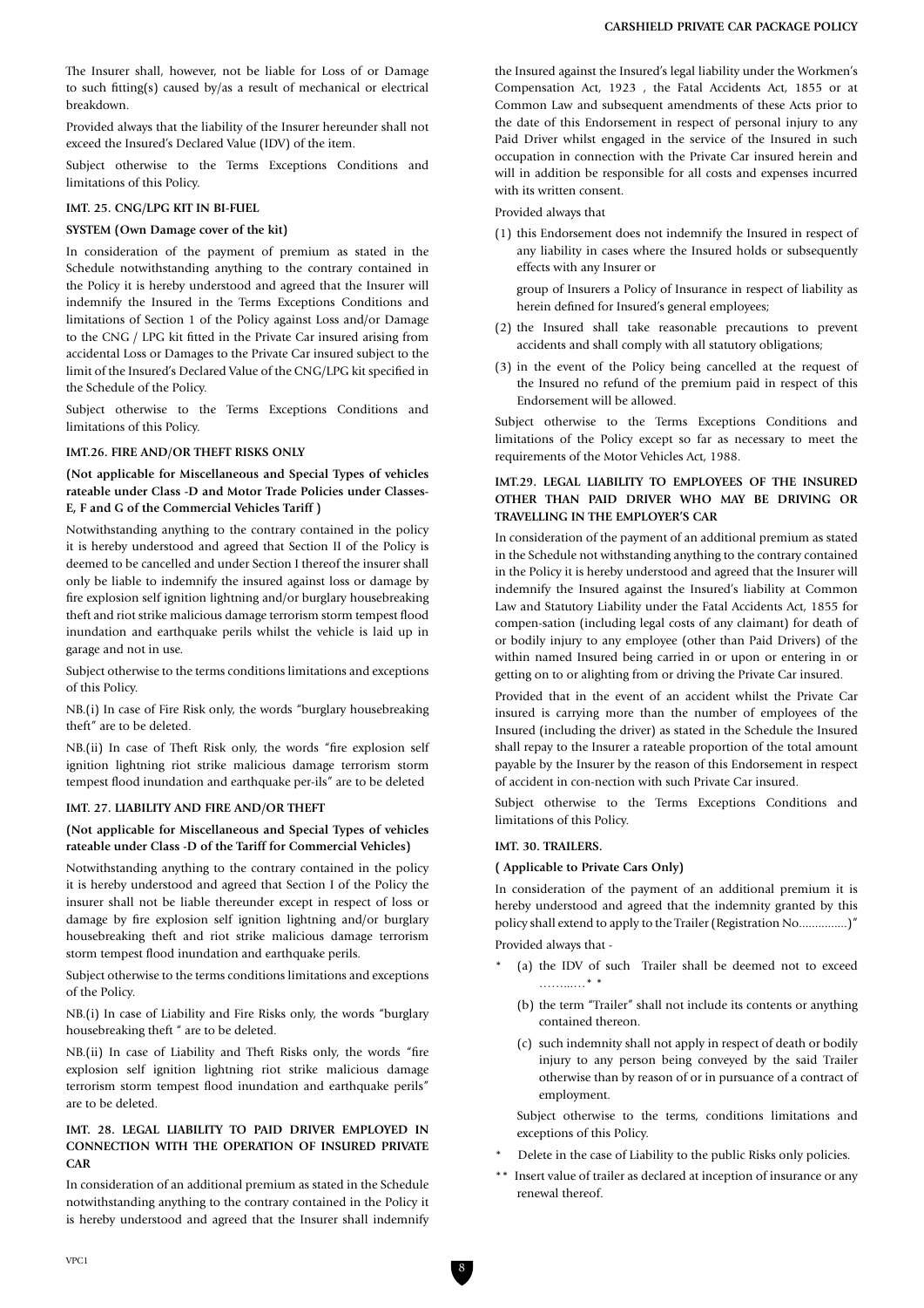The Insurer shall, however, not be liable for Loss of or Damage to such fitting(s) caused by/as a result of mechanical or electrical breakdown.

Provided always that the liability of the Insurer hereunder shall not exceed the Insured's Declared Value (IDV) of the item.

Subject otherwise to the Terms Exceptions Conditions and limitations of this Policy.

**IMT. 25. CNG/LPG KIT IN BI-FUEL**

**SYSTEM (Own Damage cover of the kit)**

In consideration of the payment of premium as stated in the Schedule notwithstanding anything to the contrary contained in the Policy it is hereby understood and agreed that the Insurer will indemnify the Insured in the Terms Exceptions Conditions and limitations of Section 1 of the Policy against Loss and/or Damage to the CNG / LPG kit fitted in the Private Car insured arising from accidental Loss or Damages to the Private Car insured subject to the limit of the Insured's Declared Value of the CNG/LPG kit specified in the Schedule of the Policy.

Subject otherwise to the Terms Exceptions Conditions and limitations of this Policy.

**IMT.26. FIRE AND/OR THEFT RISKS ONLY**

**(Not applicable for Miscellaneous and Special Types of vehicles rateable under Class -D and Motor Trade Policies under Classes-E, F and G of the Commercial Vehicles Tariff )**

Notwithstanding anything to the contrary contained in the policy it is hereby understood and agreed that Section II of the Policy is deemed to be cancelled and under Section I thereof the insurer shall only be liable to indemnify the insured against loss or damage by fire explosion self ignition lightning and/or burglary housebreaking theft and riot strike malicious damage terrorism storm tempest flood inundation and earthquake perils whilst the vehicle is laid up in garage and not in use.

Subject otherwise to the terms conditions limitations and exceptions of this Policy.

NB.(i) In case of Fire Risk only, the words "burglary housebreaking theft" are to be deleted.

NB.(ii) In case of Theft Risk only, the words "fire explosion self ignition lightning riot strike malicious damage terrorism storm tempest flood inundation and earthquake per-ils" are to be deleted

**IMT. 27. LIABILITY AND FIRE AND/OR THEFT**

**(Not applicable for Miscellaneous and Special Types of vehicles rateable under Class -D of the Tariff for Commercial Vehicles)**

Notwithstanding anything to the contrary contained in the policy it is hereby understood and agreed that Section I of the Policy the insurer shall not be liable thereunder except in respect of loss or damage by fire explosion self ignition lightning and/or burglary housebreaking theft and riot strike malicious damage terrorism storm tempest flood inundation and earthquake perils.

Subject otherwise to the terms conditions limitations and exceptions of the Policy.

NB.(i) In case of Liability and Fire Risks only, the words "burglary housebreaking theft " are to be deleted.

NB.(ii) In case of Liability and Theft Risks only, the words "fire explosion self ignition lightning riot strike malicious damage terrorism storm tempest flood inundation and earthquake perils" are to be deleted.

**IMT. 28. LEGAL LIABILITY TO PAID DRIVER EMPLOYED IN CONNECTION WITH THE OPERATION OF INSURED PRIVATE CAR**

In consideration of an additional premium as stated in the Schedule notwithstanding anything to the contrary contained in the Policy it is hereby understood and agreed that the Insurer shall indemnify the Insured against the Insured's legal liability under the Workmen's Compensation Act, 1923 , the Fatal Accidents Act, 1855 or at Common Law and subsequent amendments of these Acts prior to the date of this Endorsement in respect of personal injury to any Paid Driver whilst engaged in the service of the Insured in such occupation in connection with the Private Car insured herein and will in addition be responsible for all costs and expenses incurred with its written consent.

Provided always that

(1) this Endorsement does not indemnify the Insured in respect of any liability in cases where the Insured holds or subsequently effects with any Insurer or

group of Insurers a Policy of Insurance in respect of liability as herein defined for Insured's general employees;

(2) the Insured shall take reasonable precautions to prevent accidents and shall comply with all statutory obligations;

(3) in the event of the Policy being cancelled at the request of the Insured no refund of the premium paid in respect of this Endorsement will be allowed.

Subject otherwise to the Terms Exceptions Conditions and limitations of the Policy except so far as necessary to meet the requirements of the Motor Vehicles Act, 1988.

**IMT.29. LEGAL LIABILITY TO EMPLOYEES OF THE INSURED OTHER THAN PAID DRIVER WHO MAY BE DRIVING OR TRAVELLING IN THE EMPLOYER'S CAR**

In consideration of the payment of an additional premium as stated in the Schedule not withstanding anything to the contrary contained in the Policy it is hereby understood and agreed that the Insurer will indemnify the Insured against the Insured's liability at Common Law and Statutory Liability under the Fatal Accidents Act, 1855 for compen-sation (including legal costs of any claimant) for death of or bodily injury to any employee (other than Paid Drivers) of the within named Insured being carried in or upon or entering in or getting on to or alighting from or driving the Private Car insured.

Provided that in the event of an accident whilst the Private Car insured is carrying more than the number of employees of the Insured (including the driver) as stated in the Schedule the Insured shall repay to the Insurer a rateable proportion of the total amount payable by the Insurer by the reason of this Endorsement in respect of accident in con-nection with such Private Car insured.

Subject otherwise to the Terms Exceptions Conditions and limitations of this Policy.

**IMT. 30. TRAILERS.**

**( Applicable to Private Cars Only)**

In consideration of the payment of an additional premium it is hereby understood and agreed that the indemnity granted by this policy shall extend to apply to the Trailer (Registration No...............)"

Provided always that -

\* (a) the IDV of such Trailer shall be deemed not to exceed ……..….\* \*

(b) the term "Trailer" shall not include its contents or anything contained thereon.

(c) such indemnity shall not apply in respect of death or bodily injury to any person being conveyed by the said Trailer otherwise than by reason of or in pursuance of a contract of employment.

Subject otherwise to the terms, conditions limitations and exceptions of this Policy.

\* Delete in the case of Liability to the public Risks only policies.

\*\* Insert value of trailer as declared at inception of insurance or any renewal thereof.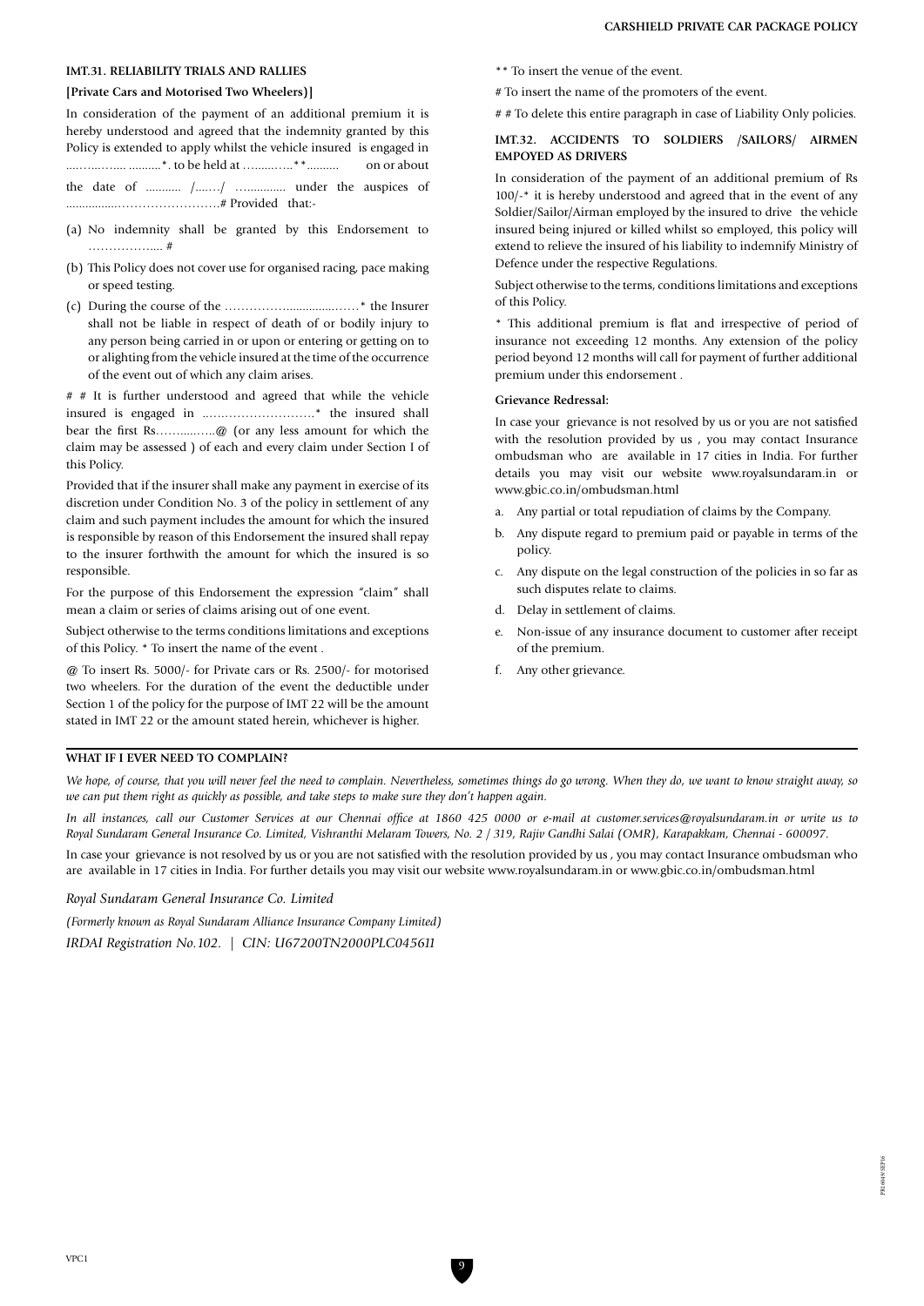#### IMT.31. RELIABILITY TRIALS AND RALLIES

**[Private Cars and Motorised Two Wheelers)]**

In consideration of the payment of an additional premium it is hereby understood and agreed that the indemnity granted by this Policy is extended to apply whilst the vehicle insured is engaged in ....…...….... ..........*. to be held at ….......…..**.......... on or about the date of ........... /....…/ …............ under the auspices of ...............……………………# Provided that:-

(a) No indemnity shall be granted by this Endorsement to ……………..... #

(b) This Policy does not cover use for organised racing, pace making or speed testing.

(c) During the course of the ……………...............……* the Insurer shall not be liable in respect of death of or bodily injury to any person being carried in or upon or entering or getting on to or alighting from the vehicle insured at the time of the occurrence of the event out of which any claim arises.

# # It is further understood and agreed that while the vehicle insured is engaged in ..….……………………* the insured shall bear the first Rs……......…..@ (or any less amount for which the claim may be assessed ) of each and every claim under Section I of this Policy.

Provided that if the insurer shall make any payment in exercise of its discretion under Condition No. 3 of the policy in settlement of any claim and such payment includes the amount for which the insured is responsible by reason of this Endorsement the insured shall repay to the insurer forthwith the amount for which the insured is so responsible.

For the purpose of this Endorsement the expression "claim" shall mean a claim or series of claims arising out of one event.

Subject otherwise to the terms conditions limitations and exceptions of this Policy. * To insert the name of the event .

@ To insert Rs. 5000/- for Private cars or Rs. 2500/- for motorised two wheelers. For the duration of the event the deductible under Section 1 of the policy for the purpose of IMT 22 will be the amount stated in IMT 22 or the amount stated herein, whichever is higher.

** To insert the venue of the event.

# To insert the name of the promoters of the event.

# # To delete this entire paragraph in case of Liability Only policies.

#### IMT.32. ACCIDENTS TO SOLDIERS /SAILORS/ AIRMEN EMPOYED AS DRIVERS

In consideration of the payment of an additional premium of Rs 100/-* it is hereby understood and agreed that in the event of any Soldier/Sailor/Airman employed by the insured to drive the vehicle insured being injured or killed whilst so employed, this policy will extend to relieve the insured of his liability to indemnify Ministry of Defence under the respective Regulations.

Subject otherwise to the terms, conditions limitations and exceptions of this Policy.

* This additional premium is flat and irrespective of period of insurance not exceeding 12 months. Any extension of the policy period beyond 12 months will call for payment of further additional premium under this endorsement .

**Grievance Redressal:**

In case your grievance is not resolved by us or you are not satisfied with the resolution provided by us , you may contact Insurance ombudsman who are available in 17 cities in India. For further details you may visit our website www.royalsundaram.in or www.gbic.co.in/ombudsman.html

a. Any partial or total repudiation of claims by the Company.

b. Any dispute regard to premium paid or payable in terms of the policy.

c. Any dispute on the legal construction of the policies in so far as such disputes relate to claims.

d. Delay in settlement of claims.

e. Non-issue of any insurance document to customer after receipt of the premium.

f. Any other grievance.

#### WHAT IF I EVER NEED TO COMPLAIN?

*We hope, of course, that you will never feel the need to complain. Nevertheless, sometimes things do go wrong. When they do, we want to know straight away, so we can put them right as quickly as possible, and take steps to make sure they don't happen again.*

*In all instances, call our Customer Services at our Chennai office at 1860 425 0000 or e-mail at customer.services@royalsundaram.in or write us to Royal Sundaram General Insurance Co. Limited, Vishranthi Melaram Towers, No. 2 / 319, Rajiv Gandhi Salai (OMR), Karapakkam, Chennai - 600097.*

In case your grievance is not resolved by us or you are not satisfied with the resolution provided by us , you may contact Insurance ombudsman who are available in 17 cities in India. For further details you may visit our website www.royalsundaram.in or www.gbic.co.in/ombudsman.html

*Royal Sundaram General Insurance Co. Limited*

*(Formerly known as Royal Sundaram Alliance Insurance Company Limited)*

*IRDAI Registration No.102. | CIN: U67200TN2000PLC045611*